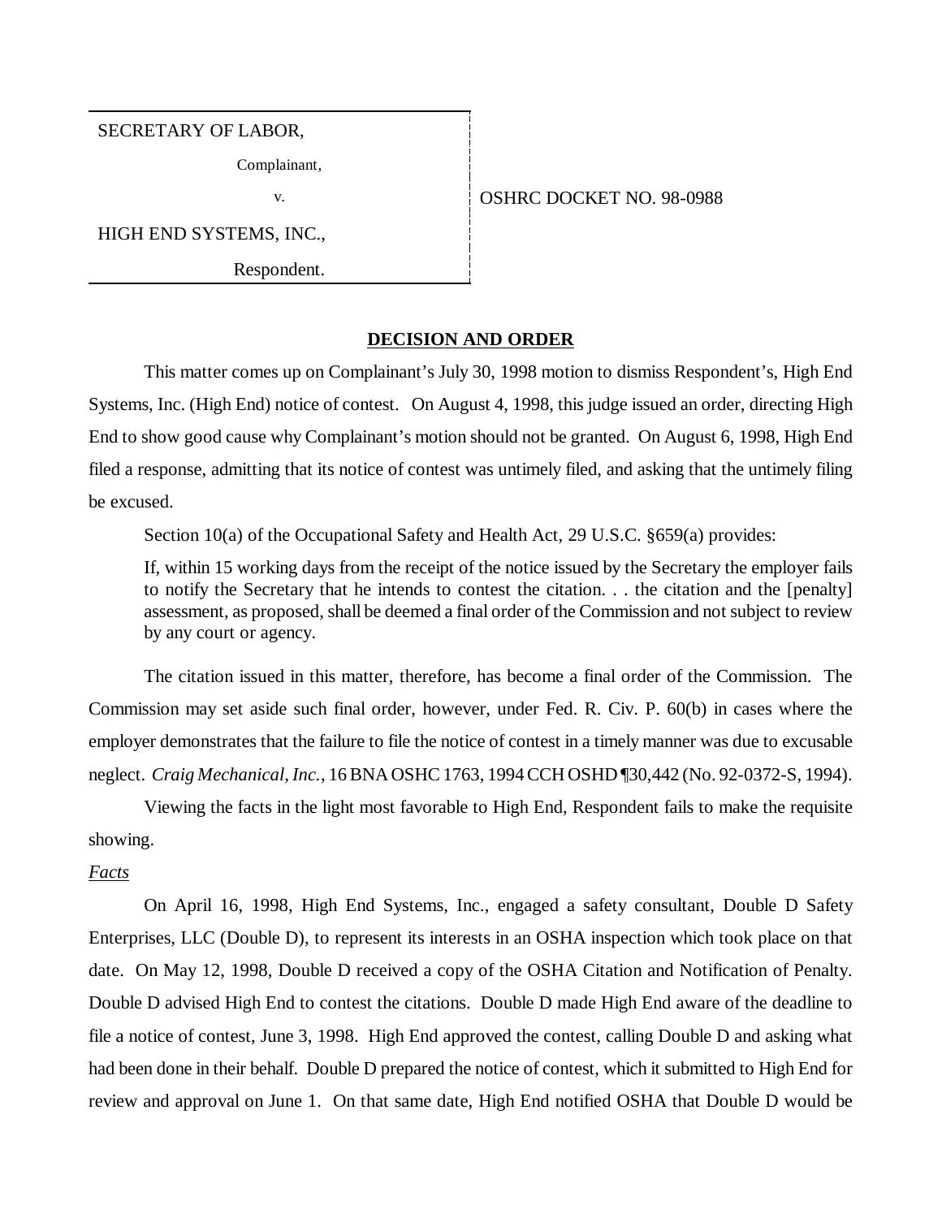SECRETARY OF LABOR,

Complainant,

v.

HIGH END SYSTEMS, INC.,

Respondent.

OSHRC DOCKET NO. 98-0988

## DECISION AND ORDER

This matter comes up on Complainant's July 30, 1998 motion to dismiss Respondent's, High End Systems, Inc. (High End) notice of contest. On August 4, 1998, this judge issued an order, directing High End to show good cause why Complainant's motion should not be granted. On August 6, 1998, High End filed a response, admitting that its notice of contest was untimely filed, and asking that the untimely filing be excused.

Section 10(a) of the Occupational Safety and Health Act, 29 U.S.C. §659(a) provides:

> If, within 15 working days from the receipt of the notice issued by the Secretary the employer fails to notify the Secretary that he intends to contest the citation. . . the citation and the [penalty] assessment, as proposed, shall be deemed a final order of the Commission and not subject to review by any court or agency.

The citation issued in this matter, therefore, has become a final order of the Commission. The Commission may set aside such final order, however, under Fed. R. Civ. P. 60(b) in cases where the employer demonstrates that the failure to file the notice of contest in a timely manner was due to excusable neglect. *Craig Mechanical, Inc.*, 16 BNA OSHC 1763, 1994 CCH OSHD ¶30,442 (No. 92-0372-S, 1994).

Viewing the facts in the light most favorable to High End, Respondent fails to make the requisite showing.

*Facts*

On April 16, 1998, High End Systems, Inc., engaged a safety consultant, Double D Safety Enterprises, LLC (Double D), to represent its interests in an OSHA inspection which took place on that date. On May 12, 1998, Double D received a copy of the OSHA Citation and Notification of Penalty. Double D advised High End to contest the citations. Double D made High End aware of the deadline to file a notice of contest, June 3, 1998. High End approved the contest, calling Double D and asking what had been done in their behalf. Double D prepared the notice of contest, which it submitted to High End for review and approval on June 1. On that same date, High End notified OSHA that Double D would be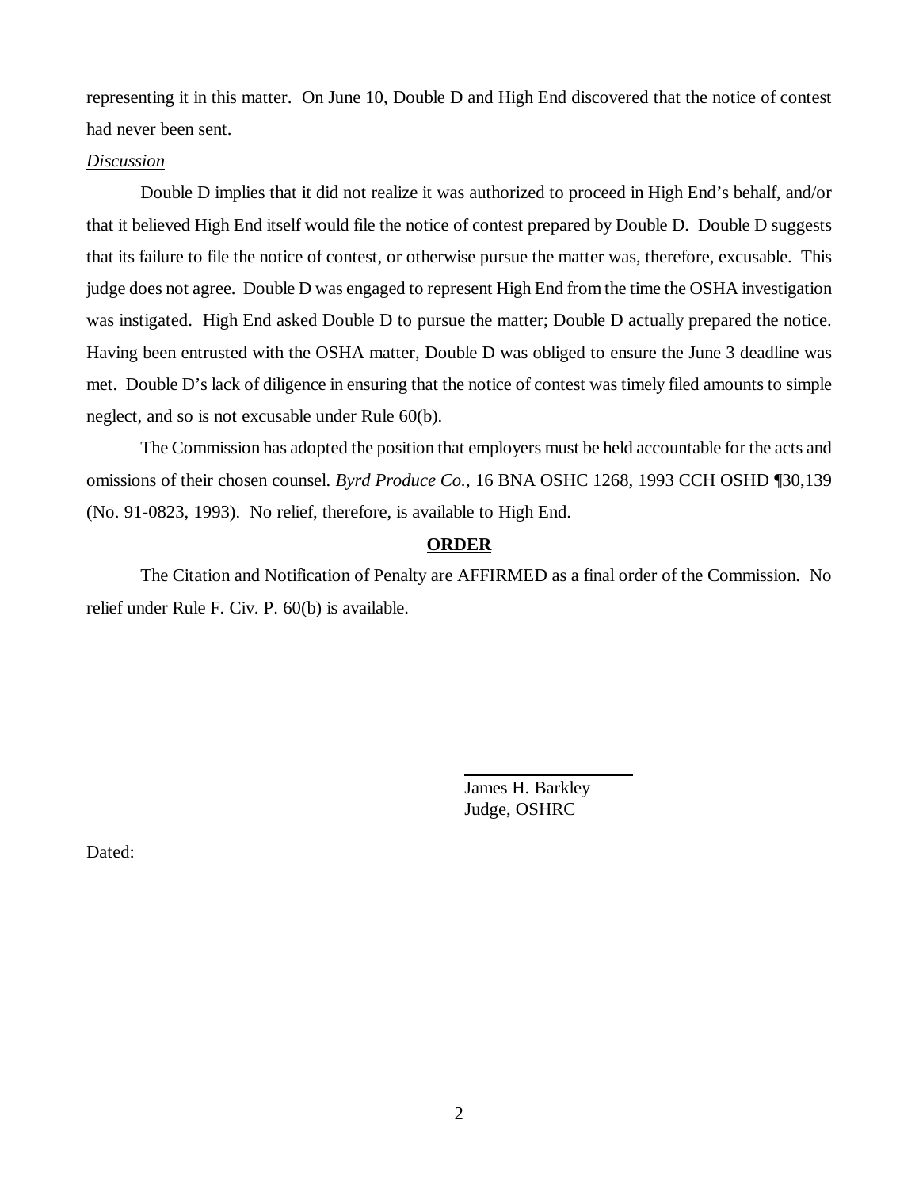representing it in this matter. On June 10, Double D and High End discovered that the notice of contest had never been sent.

*Discussion*

Double D implies that it did not realize it was authorized to proceed in High End's behalf, and/or that it believed High End itself would file the notice of contest prepared by Double D. Double D suggests that its failure to file the notice of contest, or otherwise pursue the matter was, therefore, excusable. This judge does not agree. Double D was engaged to represent High End from the time the OSHA investigation was instigated. High End asked Double D to pursue the matter; Double D actually prepared the notice. Having been entrusted with the OSHA matter, Double D was obliged to ensure the June 3 deadline was met. Double D's lack of diligence in ensuring that the notice of contest was timely filed amounts to simple neglect, and so is not excusable under Rule 60(b).

The Commission has adopted the position that employers must be held accountable for the acts and omissions of their chosen counsel. *Byrd Produce Co.*, 16 BNA OSHC 1268, 1993 CCH OSHD ¶30,139 (No. 91-0823, 1993). No relief, therefore, is available to High End.

**ORDER**

The Citation and Notification of Penalty are AFFIRMED as a final order of the Commission. No relief under Rule F. Civ. P. 60(b) is available.

James H. Barkley
Judge, OSHRC

Dated: